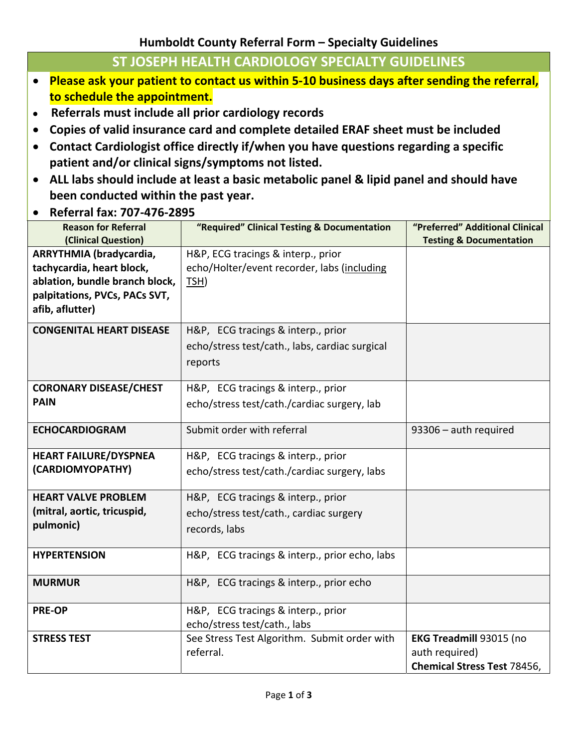## Humboldt County Referral Form – Specialty Guidelines

## ST JOSEPH HEALTH CARDIOLOGY SPECIALTY GUIDELINES

- **Please ask your patient to contact us within 5-10 business days after sending the referral, to schedule the appointment.**
- **Referrals must include all prior cardiology records**
- **Copies of valid insurance card and complete detailed ERAF sheet must be included**
- **Contact Cardiologist office directly if/when you have questions regarding a specific patient and/or clinical signs/symptoms not listed.**
- **ALL labs should include at least a basic metabolic panel & lipid panel and should have been conducted within the past year.**
- **Referral fax: 707-476-2895**

| Reason for Referral (Clinical Question) | "Required" Clinical Testing & Documentation | "Preferred" Additional Clinical Testing & Documentation |
|---|---|---|
| **ARRYTHMIA (bradycardia, tachycardia, heart block, ablation, bundle branch block, palpitations, PVCs, PACs SVT, afib, aflutter)** | H&P, ECG tracings & interp., prior echo/Holter/event recorder, labs (including TSH) | |
| **CONGENITAL HEART DISEASE** | H&P, ECG tracings & interp., prior echo/stress test/cath., labs, cardiac surgical reports | |
| **CORONARY DISEASE/CHEST PAIN** | H&P, ECG tracings & interp., prior echo/stress test/cath./cardiac surgery, lab | |
| **ECHOCARDIOGRAM** | Submit order with referral | 93306 – auth required |
| **HEART FAILURE/DYSPNEA (CARDIOMYOPATHY)** | H&P, ECG tracings & interp., prior echo/stress test/cath./cardiac surgery, labs | |
| **HEART VALVE PROBLEM (mitral, aortic, tricuspid, pulmonic)** | H&P, ECG tracings & interp., prior echo/stress test/cath., cardiac surgery records, labs | |
| **HYPERTENSION** | H&P, ECG tracings & interp., prior echo, labs | |
| **MURMUR** | H&P, ECG tracings & interp., prior echo | |
| **PRE-OP** | H&P, ECG tracings & interp., prior echo/stress test/cath., labs | |
| **STRESS TEST** | See Stress Test Algorithm. Submit order with referral. | **EKG Treadmill** 93015 (no auth required) **Chemical Stress Test** 78456, |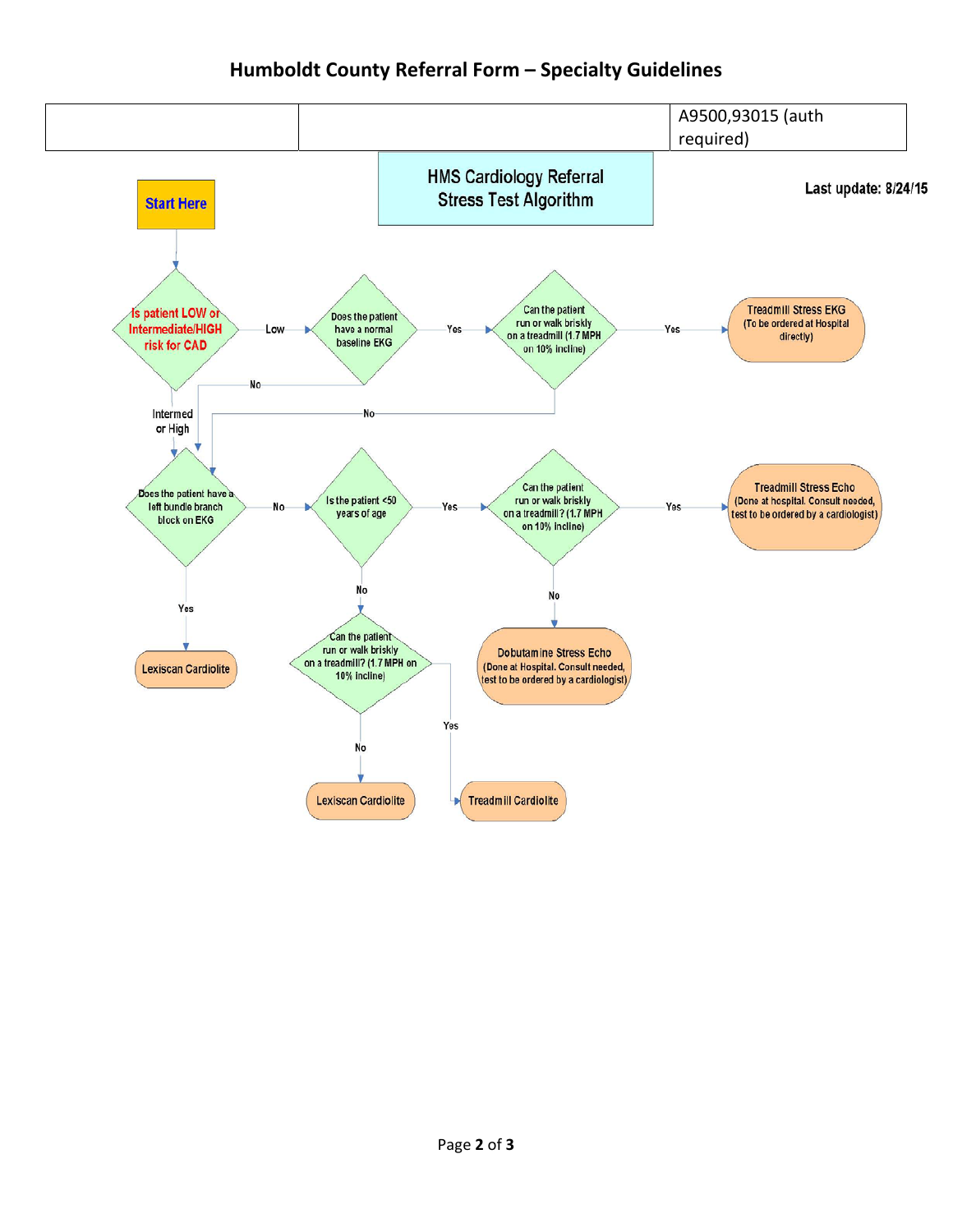# Humboldt County Referral Form – Specialty Guidelines

| | | A9500,93015 (auth required) |
|---|---|---|

## HMS Cardiology Referral Stress Test Algorithm

**Last update: 8/24/15**

**Start Here**

- **Is patient LOW or Intermediate/HIGH risk for CAD**
  - **Low** → Does the patient have a normal baseline EKG
    - **Yes** → Can the patient run or walk briskly on a treadmill (1.7 MPH on 10% incline)
      - **Yes** → **Treadmill Stress EKG** (To be ordered at Hospital directly)
      - **No** → Does the patient have a left bundle branch block on EKG
    - **No** → Does the patient have a left bundle branch block on EKG
  - **Intermed or High** → Does the patient have a left bundle branch block on EKG

- **Does the patient have a left bundle branch block on EKG**
  - **Yes** → **Lexiscan Cardiolite**
  - **No** → Is the patient <50 years of age
    - **Yes** → Can the patient run or walk briskly on a treadmill? (1.7 MPH on 10% incline)
      - **Yes** → **Treadmill Stress Echo** (Done at hospital. Consult needed, test to be ordered by a cardiologist)
      - **No** → **Dobutamine Stress Echo** (Done at Hospital. Consult needed, test to be ordered by a cardiologist)
    - **No** → Can the patient run or walk briskly on a treadmill? (1.7 MPH on 10% incline)
      - **Yes** → **Treadmill Cardiolite**
      - **No** → **Lexiscan Cardiolite**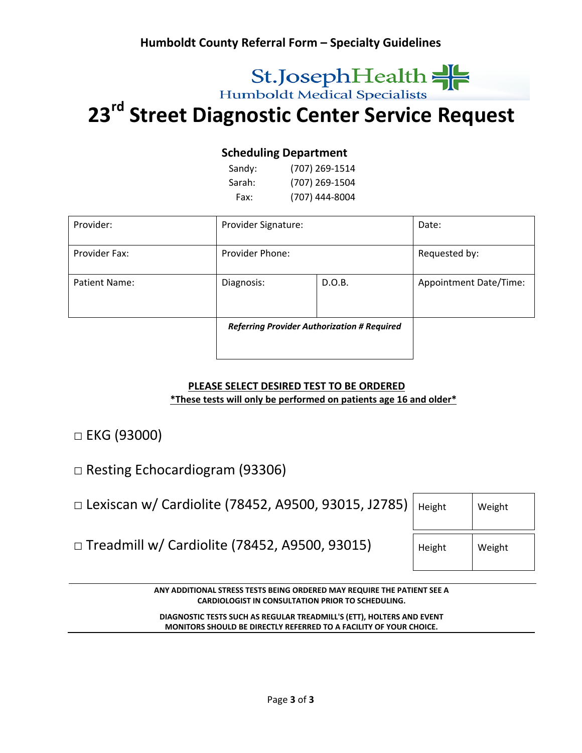Humboldt County Referral Form – Specialty Guidelines

St.JosephHealth
Humboldt Medical Specialists

# 23rd Street Diagnostic Center Service Request

**Scheduling Department**

Sandy: (707) 269-1514
Sarah: (707) 269-1504
Fax: (707) 444-8004

| | | | |
|---|---|---|---|
| Provider: | Provider Signature: | | Date: |
| Provider Fax: | Provider Phone: | | Requested by: |
| Patient Name: | Diagnosis: | D.O.B. | Appointment Date/Time: |
| | ***Referring Provider Authorization # Required*** | | |

**PLEASE SELECT DESIRED TEST TO BE ORDERED**

***These tests will only be performed on patients age 16 and older***

□ EKG (93000)

□ Resting Echocardiogram (93306)

□ Lexiscan w/ Cardiolite (78452, A9500, 93015, J2785)

| Height | Weight |
|---|---|
| | |

□ Treadmill w/ Cardiolite (78452, A9500, 93015)

| Height | Weight |
|---|---|
| | |

**ANY ADDITIONAL STRESS TESTS BEING ORDERED MAY REQUIRE THE PATIENT SEE A CARDIOLOGIST IN CONSULTATION PRIOR TO SCHEDULING.**

**DIAGNOSTIC TESTS SUCH AS REGULAR TREADMILL'S (ETT), HOLTERS AND EVENT MONITORS SHOULD BE DIRECTLY REFERRED TO A FACILITY OF YOUR CHOICE.**